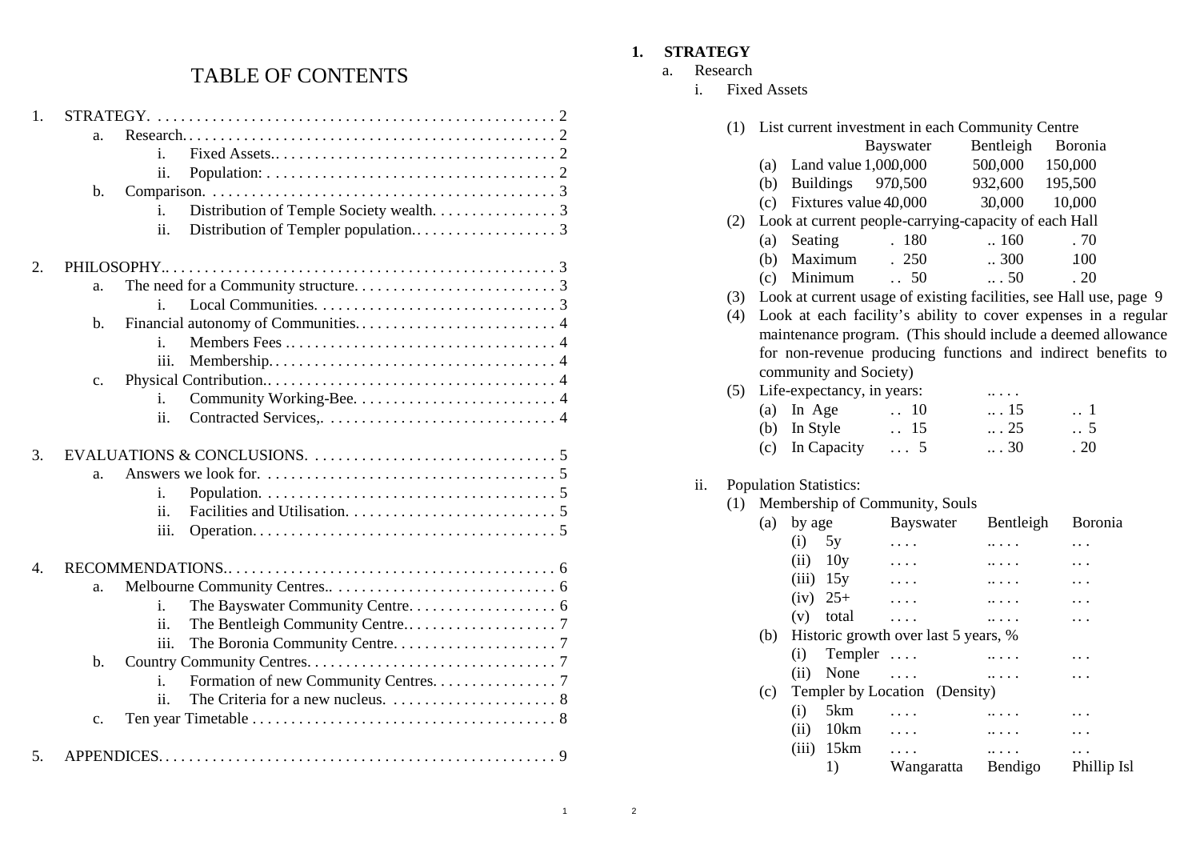# TABLE OF CONTENTS

1. STRATEGY. . . . . . . . . . . . . . . . . . . . . . . . . . . . . . . . . . . . . . . . . . . . . . . . . . . 2
   - a. Research. . . . . . . . . . . . . . . . . . . . . . . . . . . . . . . . . . . . . . . . . . . . . . . . 2
     - i. Fixed Assets.. . . . . . . . . . . . . . . . . . . . . . . . . . . . . . . . . . . . . 2
     - ii. Population: . . . . . . . . . . . . . . . . . . . . . . . . . . . . . . . . . . . . . 2
   - b. Comparison. . . . . . . . . . . . . . . . . . . . . . . . . . . . . . . . . . . . . . . . . . . . 3
     - i. Distribution of Temple Society wealth. . . . . . . . . . . . . . . . 3
     - ii. Distribution of Templer population.. . . . . . . . . . . . . . . . . . 3
2. PHILOSOPHY.. . . . . . . . . . . . . . . . . . . . . . . . . . . . . . . . . . . . . . . . . . . . . . . . . 3
   - a. The need for a Community structure. . . . . . . . . . . . . . . . . . . . . . . . . . 3
     - i. Local Communities. . . . . . . . . . . . . . . . . . . . . . . . . . . . . . . 3
   - b. Financial autonomy of Communities. . . . . . . . . . . . . . . . . . . . . . . . . . 4
     - i. Members Fees .. . . . . . . . . . . . . . . . . . . . . . . . . . . . . . . . . . 4
     - iii. Membership. . . . . . . . . . . . . . . . . . . . . . . . . . . . . . . . . . . . 4
   - c. Physical Contribution.. . . . . . . . . . . . . . . . . . . . . . . . . . . . . . . . . . . . . 4
     - i. Community Working-Bee. . . . . . . . . . . . . . . . . . . . . . . . . . 4
     - ii. Contracted Services,. . . . . . . . . . . . . . . . . . . . . . . . . . . . . 4
3. EVALUATIONS & CONCLUSIONS. . . . . . . . . . . . . . . . . . . . . . . . . . . . . . . . 5
   - a. Answers we look for. . . . . . . . . . . . . . . . . . . . . . . . . . . . . . . . . . . . . . 5
     - i. Population. . . . . . . . . . . . . . . . . . . . . . . . . . . . . . . . . . . . . . 5
     - ii. Facilities and Utilisation. . . . . . . . . . . . . . . . . . . . . . . . . . . 5
     - iii. Operation. . . . . . . . . . . . . . . . . . . . . . . . . . . . . . . . . . . . . . 5
4. RECOMMENDATIONS.. . . . . . . . . . . . . . . . . . . . . . . . . . . . . . . . . . . . . . . . . 6
   - a. Melbourne Community Centres.. . . . . . . . . . . . . . . . . . . . . . . . . . . . . 6
     - i. The Bayswater Community Centre. . . . . . . . . . . . . . . . . . . 6
     - ii. The Bentleigh Community Centre.. . . . . . . . . . . . . . . . . . . 7
     - iii. The Boronia Community Centre. . . . . . . . . . . . . . . . . . . . . 7
   - b. Country Community Centres. . . . . . . . . . . . . . . . . . . . . . . . . . . . . . . . 7
     - i. Formation of new Community Centres. . . . . . . . . . . . . . . . 7
     - ii. The Criteria for a new nucleus. . . . . . . . . . . . . . . . . . . . . . 8
   - c. Ten year Timetable . . . . . . . . . . . . . . . . . . . . . . . . . . . . . . . . . . . . . . 8
5. APPENDICES. . . . . . . . . . . . . . . . . . . . . . . . . . . . . . . . . . . . . . . . . . . . . . . . . . 9

# 1. STRATEGY

## a. Research

### i. Fixed Assets

(1) List current investment in each Community Centre

| | Bayswater | Bentleigh | Boronia |
|---|---|---|---|
| (a) Land value | 1,000,000 | 500,000 | 150,000 |
| (b) Buildings | 970,500 | 932,600 | 195,500 |
| (c) Fixtures value | 40,000 | 30,000 | 10,000 |

(2) Look at current people-carrying-capacity of each Hall

| | Bayswater | Bentleigh | Boronia |
|---|---|---|---|
| (a) Seating | . 180 | .. 160 | . 70 |
| (b) Maximum | . 250 | .. 300 | 100 |
| (c) Minimum | .. 50 | .. . 50 | . 20 |

(3) Look at current usage of existing facilities, see Hall use, page 9

(4) Look at each facility's ability to cover expenses in a regular maintenance program. (This should include a deemed allowance for non-revenue producing functions and indirect benefits to community and Society)

(5) Life-expectancy, in years: .. . . .

| | Bayswater | Bentleigh | Boronia |
|---|---|---|---|
| (a) In Age | .. 10 | .. . 15 | .. 1 |
| (b) In Style | .. 15 | .. . 25 | .. 5 |
| (c) In Capacity | . . . 5 | .. . 30 | . 20 |

### ii. Population Statistics:

(1) Membership of Community, Souls

| | Bayswater | Bentleigh | Boronia |
|---|---|---|---|
| (a) by age | | | |
| (i) 5y | . . . . | .. . . . | . . . |
| (ii) 10y | . . . . | .. . . . | . . . |
| (iii) 15y | . . . . | .. . . . | . . . |
| (iv) 25+ | . . . . | .. . . . | . . . |
| (v) total | . . . . | .. . . . | . . . |
| (b) Historic growth over last 5 years, % | | | |
| (i) Templer | . . . . | .. . . . | . . . |
| (ii) None | . . . . | .. . . . | . . . |
| (c) Templer by Location (Density) | | | |
| (i) 5km | . . . . | .. . . . | . . . |
| (ii) 10km | . . . . | .. . . . | . . . |
| (iii) 15km | . . . . | .. . . . | . . . |
| 1) | Wangaratta | Bendigo | Phillip Isl |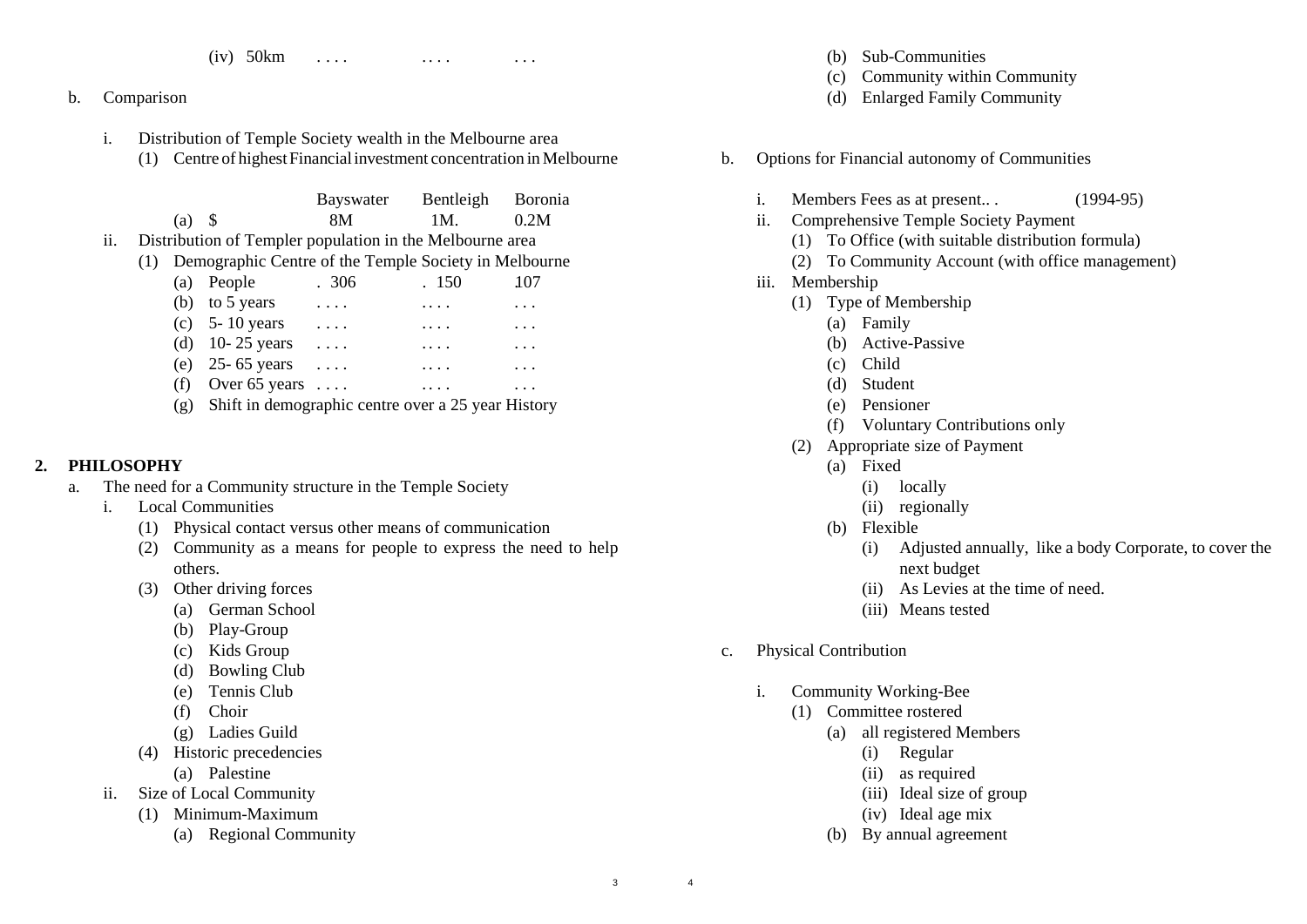(iv) 50km . . . . . . . . . . .

b. Comparison

i. Distribution of Temple Society wealth in the Melbourne area

(1) Centre of highest Financial investment concentration in Melbourne

| | Bayswater | Bentleigh | Boronia |
|---|---|---|---|
| (a) $ | 8M | 1M. | 0.2M |

ii. Distribution of Templer population in the Melbourne area

(1) Demographic Centre of the Temple Society in Melbourne

| | | | |
|---|---|---|---|
| (a) People | . 306 | . 150 | 107 |
| (b) to 5 years | . . . . | . . . . | . . . |
| (c) 5- 10 years | . . . . | . . . . | . . . |
| (d) 10- 25 years | . . . . | . . . . | . . . |
| (e) 25- 65 years | . . . . | . . . . | . . . |
| (f) Over 65 years | . . . . | . . . . | . . . |

(g) Shift in demographic centre over a 25 year History

## 2. PHILOSOPHY

a. The need for a Community structure in the Temple Society

- i. Local Communities
  - (1) Physical contact versus other means of communication
  - (2) Community as a means for people to express the need to help others.
  - (3) Other driving forces
    - (a) German School
    - (b) Play-Group
    - (c) Kids Group
    - (d) Bowling Club
    - (e) Tennis Club
    - (f) Choir
    - (g) Ladies Guild
  - (4) Historic precedencies
    - (a) Palestine
- ii. Size of Local Community
  - (1) Minimum-Maximum
    - (a) Regional Community
    - (b) Sub-Communities
    - (c) Community within Community
    - (d) Enlarged Family Community

b. Options for Financial autonomy of Communities

- i. Members Fees as at present.. . (1994-95)
- ii. Comprehensive Temple Society Payment
  - (1) To Office (with suitable distribution formula)
  - (2) To Community Account (with office management)
- iii. Membership
  - (1) Type of Membership
    - (a) Family
    - (b) Active-Passive
    - (c) Child
    - (d) Student
    - (e) Pensioner
    - (f) Voluntary Contributions only
  - (2) Appropriate size of Payment
    - (a) Fixed
      - (i) locally
      - (ii) regionally
    - (b) Flexible
      - (i) Adjusted annually, like a body Corporate, to cover the next budget
      - (ii) As Levies at the time of need.
      - (iii) Means tested

c. Physical Contribution

- i. Community Working-Bee
  - (1) Committee rostered
    - (a) all registered Members
      - (i) Regular
      - (ii) as required
      - (iii) Ideal size of group
      - (iv) Ideal age mix
    - (b) By annual agreement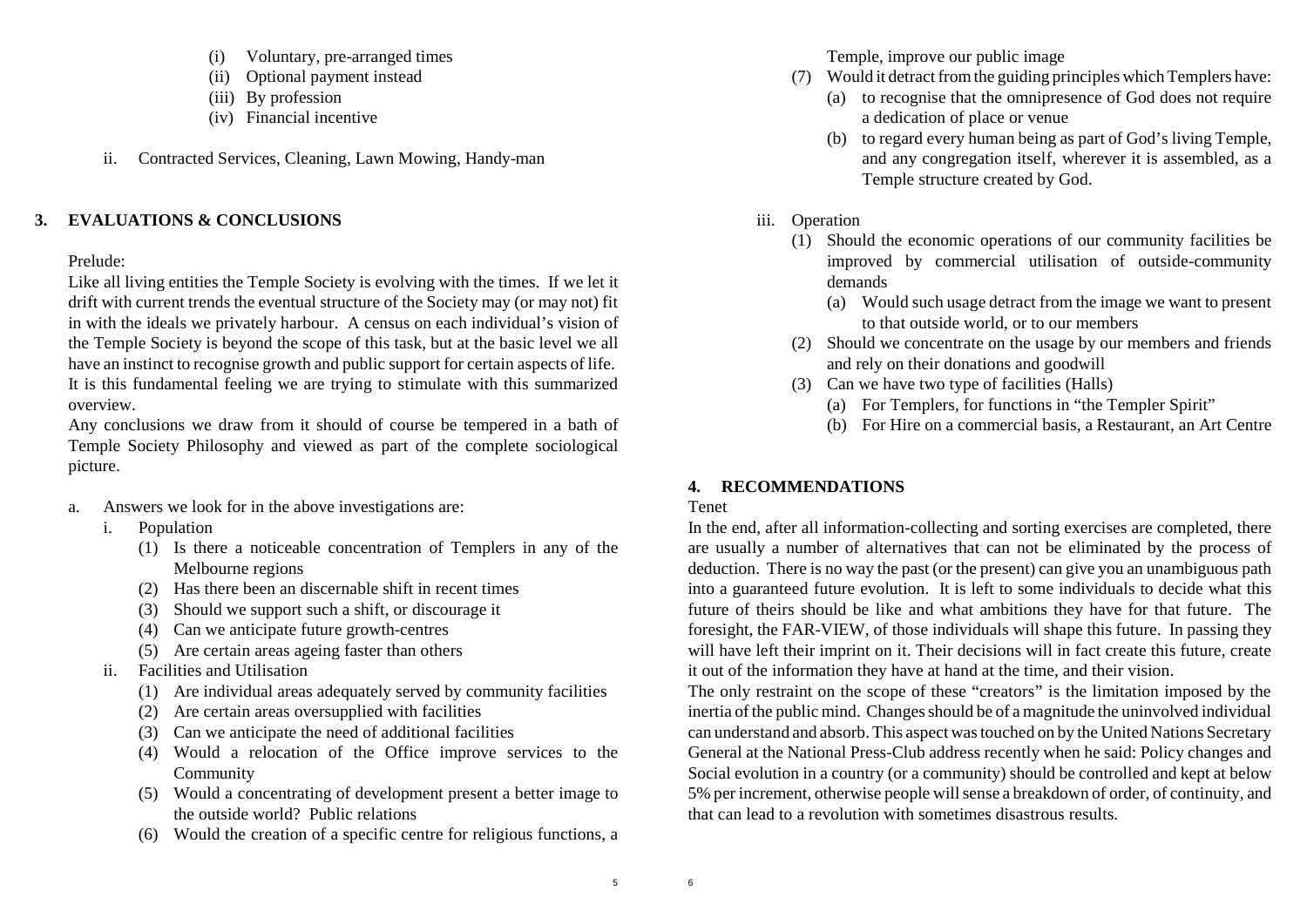(i) Voluntary, pre-arranged times
(ii) Optional payment instead
(iii) By profession
(iv) Financial incentive

ii. Contracted Services, Cleaning, Lawn Mowing, Handy-man

## 3. EVALUATIONS & CONCLUSIONS

Prelude:

Like all living entities the Temple Society is evolving with the times. If we let it drift with current trends the eventual structure of the Society may (or may not) fit in with the ideals we privately harbour. A census on each individual's vision of the Temple Society is beyond the scope of this task, but at the basic level we all have an instinct to recognise growth and public support for certain aspects of life. It is this fundamental feeling we are trying to stimulate with this summarized overview.

Any conclusions we draw from it should of course be tempered in a bath of Temple Society Philosophy and viewed as part of the complete sociological picture.

a. Answers we look for in the above investigations are:
   - i. Population
     - (1) Is there a noticeable concentration of Templers in any of the Melbourne regions
     - (2) Has there been an discernable shift in recent times
     - (3) Should we support such a shift, or discourage it
     - (4) Can we anticipate future growth-centres
     - (5) Are certain areas ageing faster than others
   - ii. Facilities and Utilisation
     - (1) Are individual areas adequately served by community facilities
     - (2) Are certain areas oversupplied with facilities
     - (3) Can we anticipate the need of additional facilities
     - (4) Would a relocation of the Office improve services to the Community
     - (5) Would a concentrating of development present a better image to the outside world? Public relations
     - (6) Would the creation of a specific centre for religious functions, a Temple, improve our public image
     - (7) Would it detract from the guiding principles which Templers have:
       - (a) to recognise that the omnipresence of God does not require a dedication of place or venue
       - (b) to regard every human being as part of God's living Temple, and any congregation itself, wherever it is assembled, as a Temple structure created by God.
   - iii. Operation
     - (1) Should the economic operations of our community facilities be improved by commercial utilisation of outside-community demands
       - (a) Would such usage detract from the image we want to present to that outside world, or to our members
     - (2) Should we concentrate on the usage by our members and friends and rely on their donations and goodwill
     - (3) Can we have two type of facilities (Halls)
       - (a) For Templers, for functions in "the Templer Spirit"
       - (b) For Hire on a commercial basis, a Restaurant, an Art Centre

## 4. RECOMMENDATIONS

Tenet

In the end, after all information-collecting and sorting exercises are completed, there are usually a number of alternatives that can not be eliminated by the process of deduction. There is no way the past (or the present) can give you an unambiguous path into a guaranteed future evolution. It is left to some individuals to decide what this future of theirs should be like and what ambitions they have for that future. The foresight, the FAR-VIEW, of those individuals will shape this future. In passing they will have left their imprint on it. Their decisions will in fact create this future, create it out of the information they have at hand at the time, and their vision.

The only restraint on the scope of these "creators" is the limitation imposed by the inertia of the public mind. Changes should be of a magnitude the uninvolved individual can understand and absorb. This aspect was touched on by the United Nations Secretary General at the National Press-Club address recently when he said: Policy changes and Social evolution in a country (or a community) should be controlled and kept at below 5% per increment, otherwise people will sense a breakdown of order, of continuity, and that can lead to a revolution with sometimes disastrous results.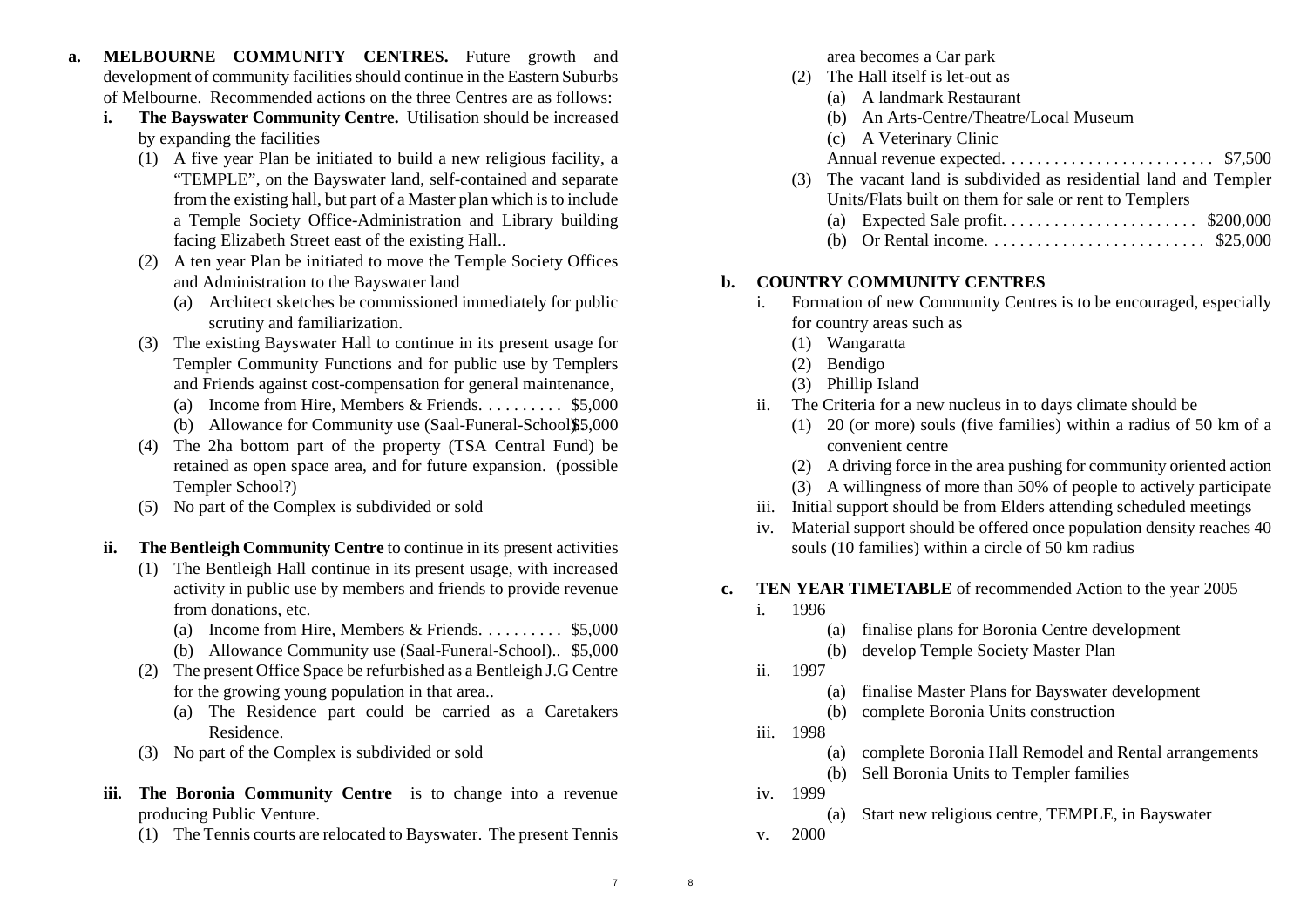**a. MELBOURNE COMMUNITY CENTRES.** Future growth and development of community facilities should continue in the Eastern Suburbs of Melbourne. Recommended actions on the three Centres are as follows:

- **i. The Bayswater Community Centre.** Utilisation should be increased by expanding the facilities
  - (1) A five year Plan be initiated to build a new religious facility, a "TEMPLE", on the Bayswater land, self-contained and separate from the existing hall, but part of a Master plan which is to include a Temple Society Office-Administration and Library building facing Elizabeth Street east of the existing Hall..
  - (2) A ten year Plan be initiated to move the Temple Society Offices and Administration to the Bayswater land
    - (a) Architect sketches be commissioned immediately for public scrutiny and familiarization.
  - (3) The existing Bayswater Hall to continue in its present usage for Templer Community Functions and for public use by Templers and Friends against cost-compensation for general maintenance,
    - (a) Income from Hire, Members & Friends. . . . . . . . . . $5,000
    - (b) Allowance for Community use (Saal-Funeral-School) $5,000
  - (4) The 2ha bottom part of the property (TSA Central Fund) be retained as open space area, and for future expansion. (possible Templer School?)
  - (5) No part of the Complex is subdivided or sold

- **ii. The Bentleigh Community Centre** to continue in its present activities
  - (1) The Bentleigh Hall continue in its present usage, with increased activity in public use by members and friends to provide revenue from donations, etc.
    - (a) Income from Hire, Members & Friends. . . . . . . . . . $5,000
    - (b) Allowance Community use (Saal-Funeral-School).. $5,000
  - (2) The present Office Space be refurbished as a Bentleigh J.G Centre for the growing young population in that area..
    - (a) The Residence part could be carried as a Caretakers Residence.
  - (3) No part of the Complex is subdivided or sold

- **iii. The Boronia Community Centre** is to change into a revenue producing Public Venture.
  - (1) The Tennis courts are relocated to Bayswater. The present Tennis area becomes a Car park
  - (2) The Hall itself is let-out as
    - (a) A landmark Restaurant
    - (b) An Arts-Centre/Theatre/Local Museum
    - (c) A Veterinary Clinic

      Annual revenue expected. . . . . . . . . . . . . . . . . . . . . . . . . $7,500
  - (3) The vacant land is subdivided as residential land and Templer Units/Flats built on them for sale or rent to Templers
    - (a) Expected Sale profit. . . . . . . . . . . . . . . . . . . . . . . $200,000
    - (b) Or Rental income. . . . . . . . . . . . . . . . . . . . . . . . . . $25,000

**b. COUNTRY COMMUNITY CENTRES**

- i. Formation of new Community Centres is to be encouraged, especially for country areas such as
  - (1) Wangaratta
  - (2) Bendigo
  - (3) Phillip Island
- ii. The Criteria for a new nucleus in to days climate should be
  - (1) 20 (or more) souls (five families) within a radius of 50 km of a convenient centre
  - (2) A driving force in the area pushing for community oriented action
  - (3) A willingness of more than 50% of people to actively participate
- iii. Initial support should be from Elders attending scheduled meetings
- iv. Material support should be offered once population density reaches 40 souls (10 families) within a circle of 50 km radius

**c. TEN YEAR TIMETABLE** of recommended Action to the year 2005

- i. 1996
  - (a) finalise plans for Boronia Centre development
  - (b) develop Temple Society Master Plan
- ii. 1997
  - (a) finalise Master Plans for Bayswater development
  - (b) complete Boronia Units construction
- iii. 1998
  - (a) complete Boronia Hall Remodel and Rental arrangements
  - (b) Sell Boronia Units to Templer families
- iv. 1999
  - (a) Start new religious centre, TEMPLE, in Bayswater
- v. 2000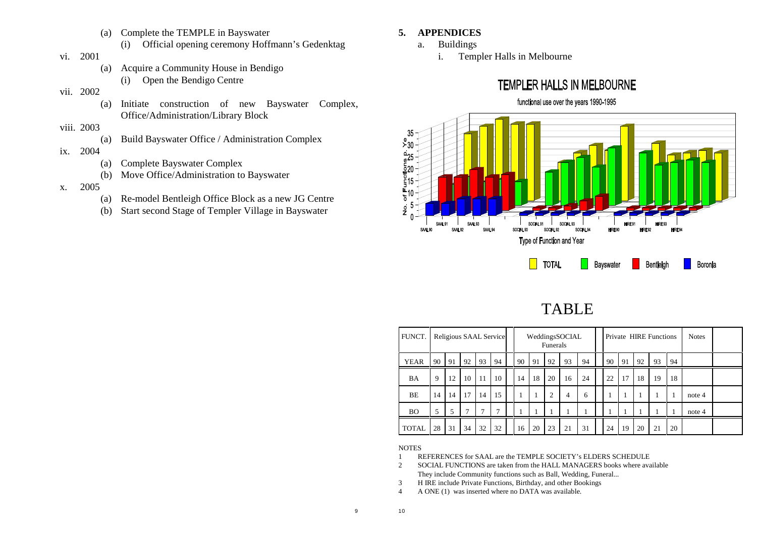(a) Complete the TEMPLE in Bayswater
   (i) Official opening ceremony Hoffmann's Gedenktag

vi. 2001

(a) Acquire a Community House in Bendigo
   (i) Open the Bendigo Centre

vii. 2002

(a) Initiate construction of new Bayswater Complex, Office/Administration/Library Block

viii. 2003

(a) Build Bayswater Office / Administration Complex

ix. 2004

(a) Complete Bayswater Complex
(b) Move Office/Administration to Bayswater

x. 2005

(a) Re-model Bentleigh Office Block as a new JG Centre
(b) Start second Stage of Templer Village in Bayswater

## 5. APPENDICES

a. Buildings

i. Templer Halls in Melbourne

TEMPLER HALLS IN MELBOURNE

functional use over the years 1990-1995

# TABLE

| FUNCT. | Religious SAAL Service | | | | | WeddingsSOCIAL Funerals | | | | | Private HIRE Functions | | | | | Notes |
|---|---|---|---|---|---|---|---|---|---|---|---|---|---|---|---|---|
| YEAR | 90 | 91 | 92 | 93 | 94 | 90 | 91 | 92 | 93 | 94 | 90 | 91 | 92 | 93 | 94 | |
| BA | 9 | 12 | 10 | 11 | 10 | 14 | 18 | 20 | 16 | 24 | 22 | 17 | 18 | 19 | 18 | |
| BE | 14 | 14 | 17 | 14 | 15 | 1 | 1 | 2 | 4 | 6 | 1 | 1 | 1 | 1 | 1 | note 4 |
| BO | 5 | 5 | 7 | 7 | 7 | 1 | 1 | 1 | 1 | 1 | 1 | 1 | 1 | 1 | 1 | note 4 |
| TOTAL | 28 | 31 | 34 | 32 | 32 | 16 | 20 | 23 | 21 | 31 | 24 | 19 | 20 | 21 | 20 | |

NOTES

1 REFERENCES for SAAL are the TEMPLE SOCIETY's ELDERS SCHEDULE
2 SOCIAL FUNCTIONS are taken from the HALL MANAGERS books where available
  They include Community functions such as Ball, Wedding, Funeral...
3 H IRE include Private Functions, Birthday, and other Bookings
4 A ONE (1) was inserted where no DATA was available.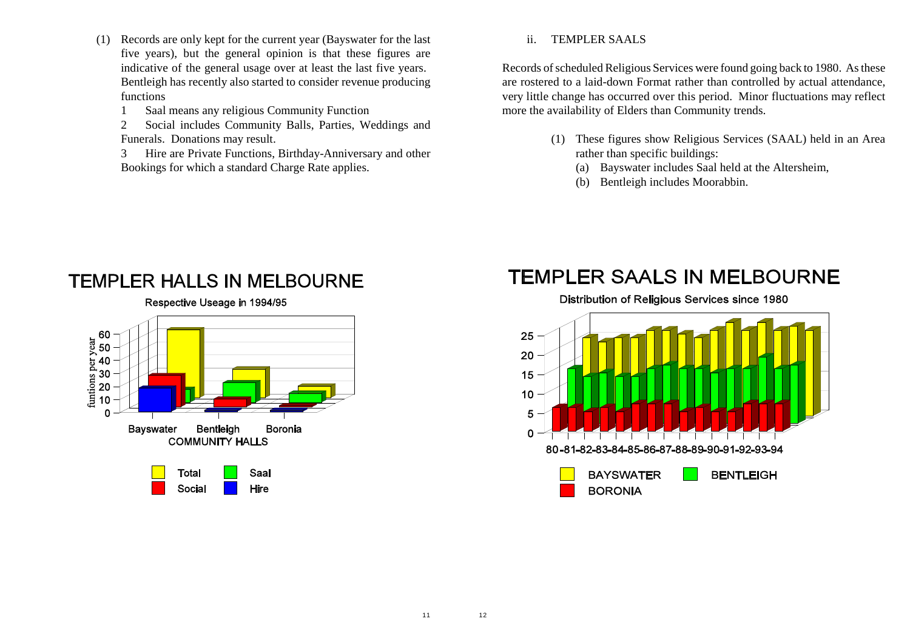(1) Records are only kept for the current year (Bayswater for the last five years), but the general opinion is that these figures are indicative of the general usage over at least the last five years. Bentleigh has recently also started to consider revenue producing functions

1 Saal means any religious Community Function

2 Social includes Community Balls, Parties, Weddings and Funerals. Donations may result.

3 Hire are Private Functions, Birthday-Anniversary and other Bookings for which a standard Charge Rate applies.

## TEMPLER HALLS IN MELBOURNE

Respective Useage in 1994/95

funtions per year: 0, 10, 20, 30, 40, 50, 60

COMMUNITY HALLS: Bayswater, Bentleigh, Boronia

Total, Saal, Social, Hire

ii. TEMPLER SAALS

Records of scheduled Religious Services were found going back to 1980. As these are rostered to a laid-down Format rather than controlled by actual attendance, very little change has occurred over this period. Minor fluctuations may reflect more the availability of Elders than Community trends.

(1) These figures show Religious Services (SAAL) held in an Area rather than specific buildings:

(a) Bayswater includes Saal held at the Altersheim,

(b) Bentleigh includes Moorabbin.

## TEMPLER SAALS IN MELBOURNE

Distribution of Religious Services since 1980

0, 5, 10, 15, 20, 25

80-81-82-83-84-85-86-87-88-89-90-91-92-93-94

BAYSWATER, BENTLEIGH, BORONIA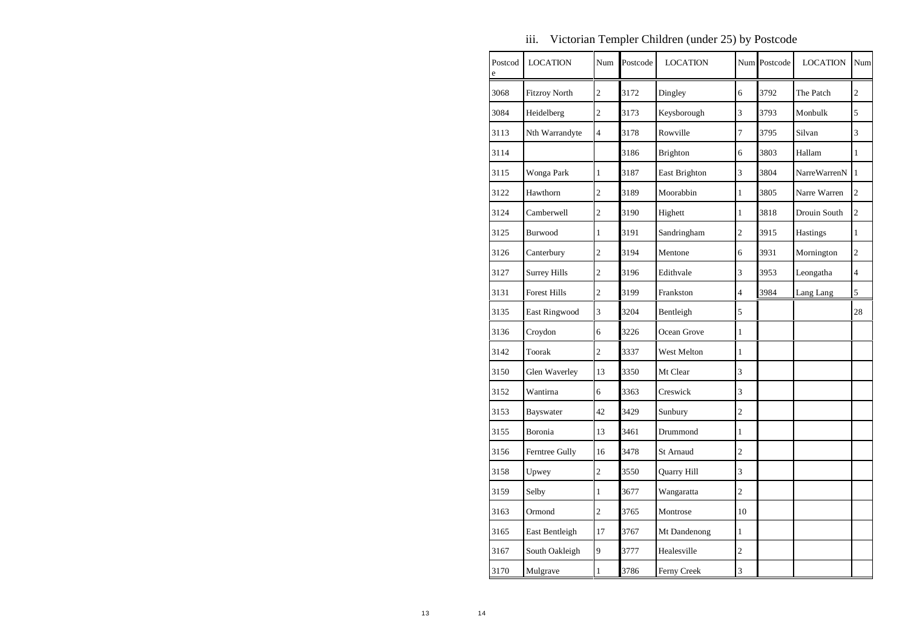### iii. Victorian Templer Children (under 25) by Postcode

| Postcode | LOCATION | Num | Postcode | LOCATION | Num | Postcode | LOCATION | Num |
|---|---|---|---|---|---|---|---|---|
| 3068 | Fitzroy North | 2 | 3172 | Dingley | 6 | 3792 | The Patch | 2 |
| 3084 | Heidelberg | 2 | 3173 | Keysborough | 3 | 3793 | Monbulk | 5 |
| 3113 | Nth Warrandyte | 4 | 3178 | Rowville | 7 | 3795 | Silvan | 3 |
| 3114 | | | 3186 | Brighton | 6 | 3803 | Hallam | 1 |
| 3115 | Wonga Park | 1 | 3187 | East Brighton | 3 | 3804 | NarreWarrenN | 1 |
| 3122 | Hawthorn | 2 | 3189 | Moorabbin | 1 | 3805 | Narre Warren | 2 |
| 3124 | Camberwell | 2 | 3190 | Highett | 1 | 3818 | Drouin South | 2 |
| 3125 | Burwood | 1 | 3191 | Sandringham | 2 | 3915 | Hastings | 1 |
| 3126 | Canterbury | 2 | 3194 | Mentone | 6 | 3931 | Mornington | 2 |
| 3127 | Surrey Hills | 2 | 3196 | Edithvale | 3 | 3953 | Leongatha | 4 |
| 3131 | Forest Hills | 2 | 3199 | Frankston | 4 | 3984 | Lang Lang | 5 |
| 3135 | East Ringwood | 3 | 3204 | Bentleigh | 5 | | | 28 |
| 3136 | Croydon | 6 | 3226 | Ocean Grove | 1 | | | |
| 3142 | Toorak | 2 | 3337 | West Melton | 1 | | | |
| 3150 | Glen Waverley | 13 | 3350 | Mt Clear | 3 | | | |
| 3152 | Wantirna | 6 | 3363 | Creswick | 3 | | | |
| 3153 | Bayswater | 42 | 3429 | Sunbury | 2 | | | |
| 3155 | Boronia | 13 | 3461 | Drummond | 1 | | | |
| 3156 | Ferntree Gully | 16 | 3478 | St Arnaud | 2 | | | |
| 3158 | Upwey | 2 | 3550 | Quarry Hill | 3 | | | |
| 3159 | Selby | 1 | 3677 | Wangaratta | 2 | | | |
| 3163 | Ormond | 2 | 3765 | Montrose | 10 | | | |
| 3165 | East Bentleigh | 17 | 3767 | Mt Dandenong | 1 | | | |
| 3167 | South Oakleigh | 9 | 3777 | Healesville | 2 | | | |
| 3170 | Mulgrave | 1 | 3786 | Ferny Creek | 3 | | | |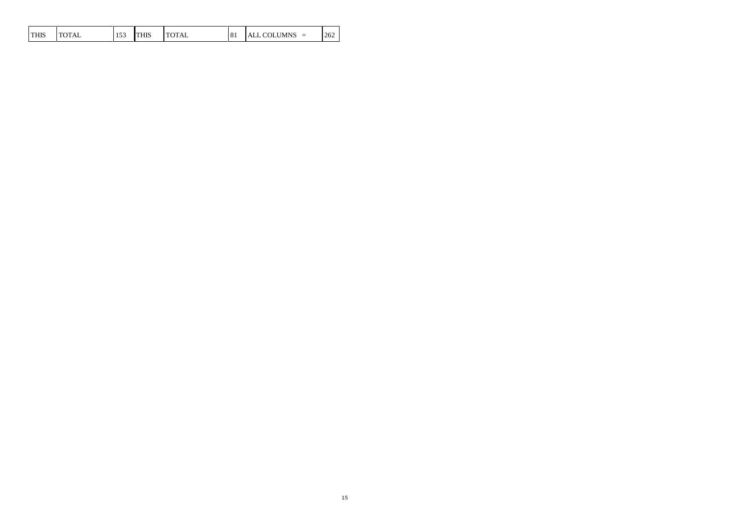| | | | | | | | |
|---|---|---|---|---|---|---|---|
| THIS | TOTAL | 153 | THIS | TOTAL | 81 | ALL COLUMNS = | 262 |